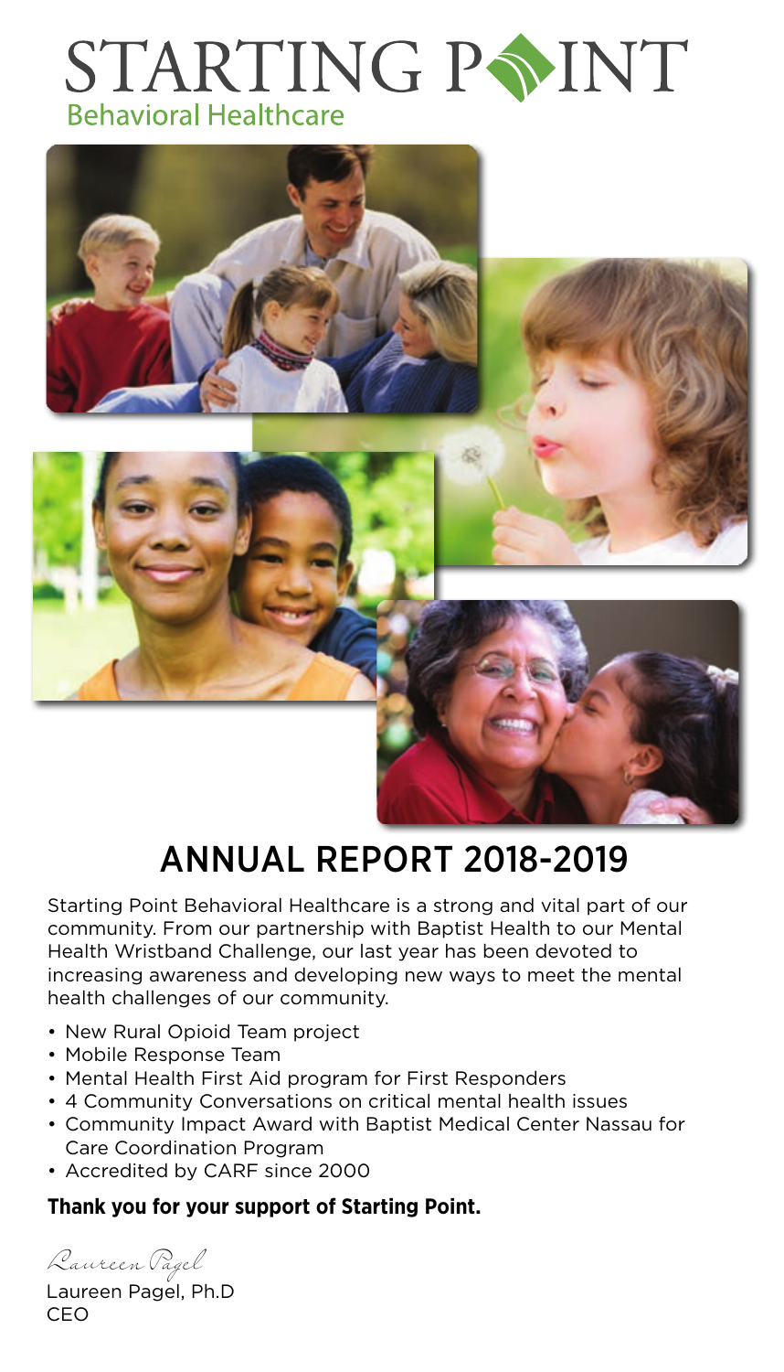# STARTING POINT

Behavioral Healthcare

## ANNUAL REPORT 2018-2019

Starting Point Behavioral Healthcare is a strong and vital part of our community. From our partnership with Baptist Health to our Mental Health Wristband Challenge, our last year has been devoted to increasing awareness and developing new ways to meet the mental health challenges of our community.

- New Rural Opioid Team project
- Mobile Response Team
- Mental Health First Aid program for First Responders
- 4 Community Conversations on critical mental health issues
- Community Impact Award with Baptist Medical Center Nassau for Care Coordination Program
- Accredited by CARF since 2000

**Thank you for your support of Starting Point.**

*Laureen Pagel*

Laureen Pagel, Ph.D
CEO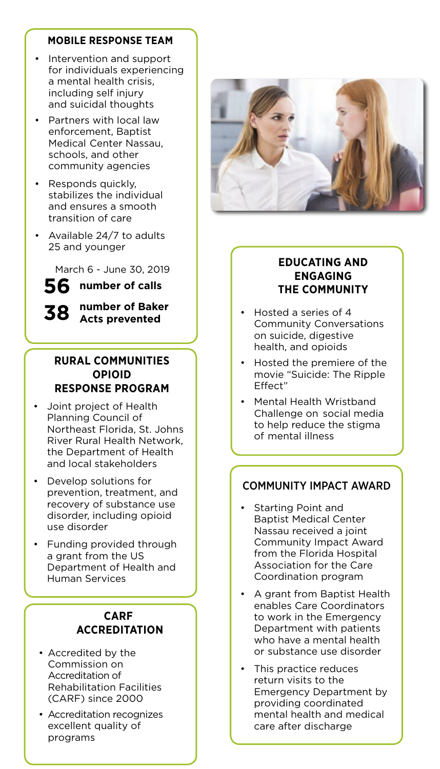### MOBILE RESPONSE TEAM

- Intervention and support for individuals experiencing a mental health crisis, including self injury and suicidal thoughts
- Partners with local law enforcement, Baptist Medical Center Nassau, schools, and other community agencies
- Responds quickly, stabilizes the individual and ensures a smooth transition of care
- Available 24/7 to adults 25 and younger

March 6 - June 30, 2019

**56** **number of calls**

**38** **number of Baker Acts prevented**

### RURAL COMMUNITIES OPIOID RESPONSE PROGRAM

- Joint project of Health Planning Council of Northeast Florida, St. Johns River Rural Health Network, the Department of Health and local stakeholders
- Develop solutions for prevention, treatment, and recovery of substance use disorder, including opioid use disorder
- Funding provided through a grant from the US Department of Health and Human Services

### CARF ACCREDITATION

- Accredited by the Commission on Accreditation of Rehabilitation Facilities (CARF) since 2000
- Accreditation recognizes excellent quality of programs

### EDUCATING AND ENGAGING THE COMMUNITY

- Hosted a series of 4 Community Conversations on suicide, digestive health, and opioids
- Hosted the premiere of the movie "Suicide: The Ripple Effect"
- Mental Health Wristband Challenge on social media to help reduce the stigma of mental illness

### COMMUNITY IMPACT AWARD

- Starting Point and Baptist Medical Center Nassau received a joint Community Impact Award from the Florida Hospital Association for the Care Coordination program
- A grant from Baptist Health enables Care Coordinators to work in the Emergency Department with patients who have a mental health or substance use disorder
- This practice reduces return visits to the Emergency Department by providing coordinated mental health and medical care after discharge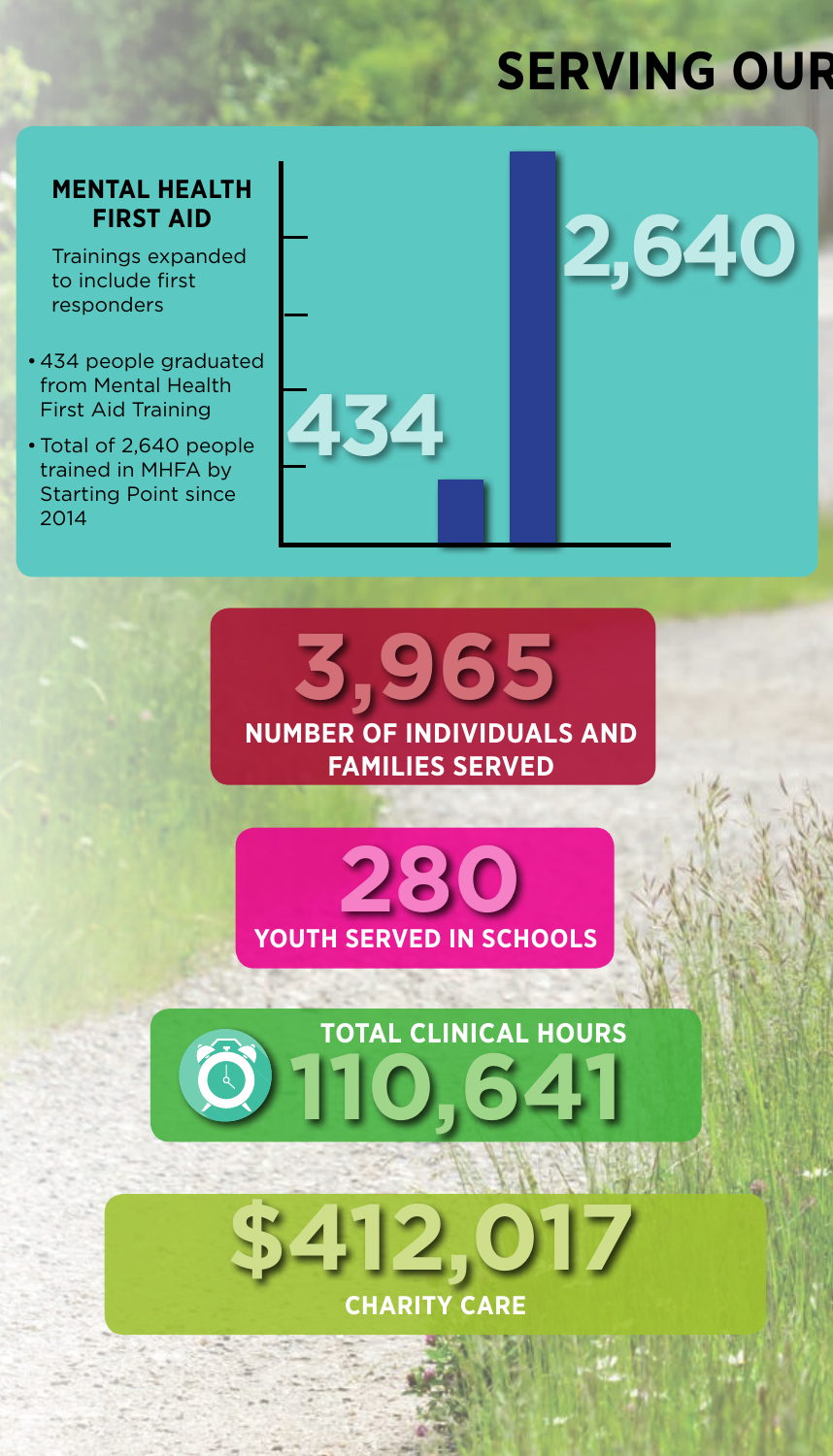# SERVING OUR

## MENTAL HEALTH FIRST AID

Trainings expanded to include first responders

- 434 people graduated from Mental Health First Aid Training
- Total of 2,640 people trained in MHFA by Starting Point since 2014

434

2,640

**3,965**

**NUMBER OF INDIVIDUALS AND FAMILIES SERVED**

**280**

**YOUTH SERVED IN SCHOOLS**

**TOTAL CLINICAL HOURS**

**110,641**

**$412,017**

**CHARITY CARE**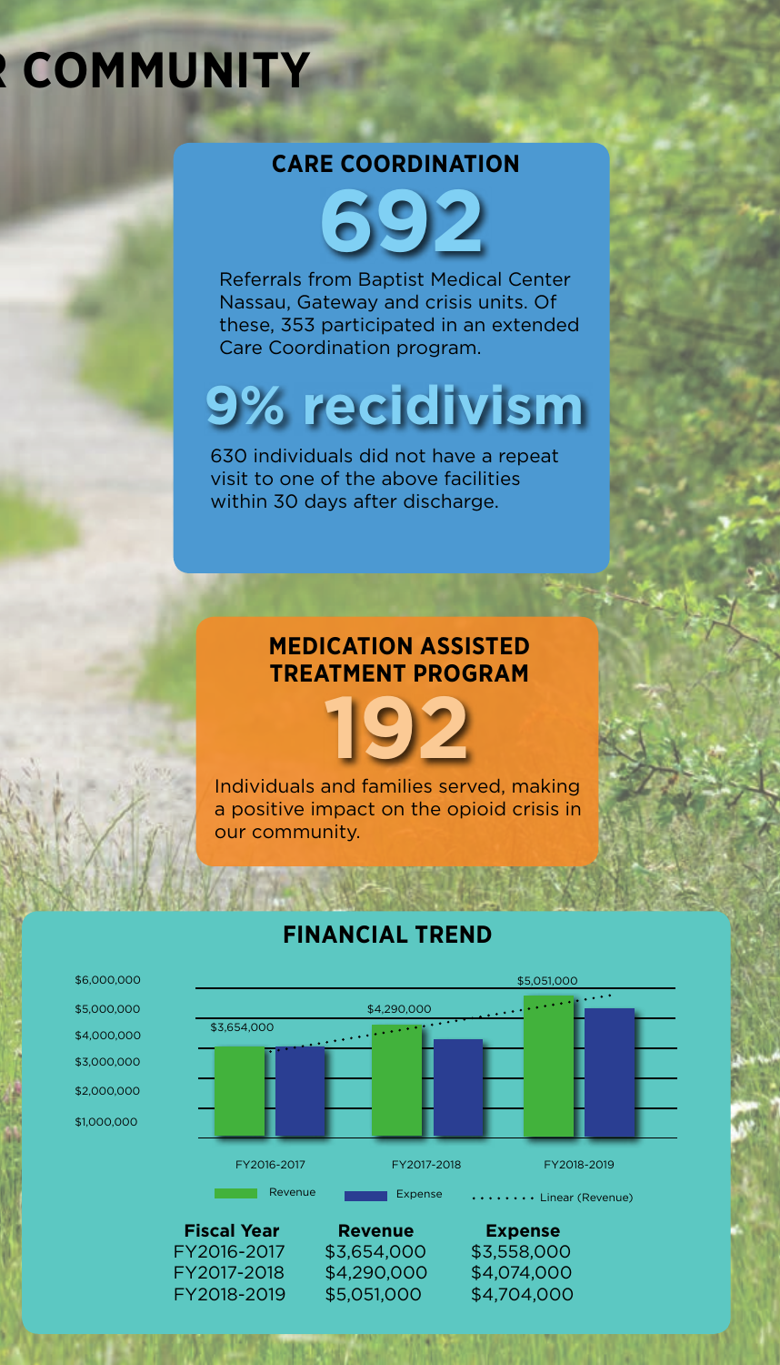# R COMMUNITY

## CARE COORDINATION

**692**

Referrals from Baptist Medical Center Nassau, Gateway and crisis units. Of these, 353 participated in an extended Care Coordination program.

**9% recidivism**

630 individuals did not have a repeat visit to one of the above facilities within 30 days after discharge.

## MEDICATION ASSISTED TREATMENT PROGRAM

**192**

Individuals and families served, making a positive impact on the opioid crisis in our community.

## FINANCIAL TREND

| Fiscal Year | Revenue | Expense |
|---|---|---|
| FY2016-2017 | $3,654,000 | $3,558,000 |
| FY2017-2018 | $4,290,000 | $4,074,000 |
| FY2018-2019 | $5,051,000 | $4,704,000 |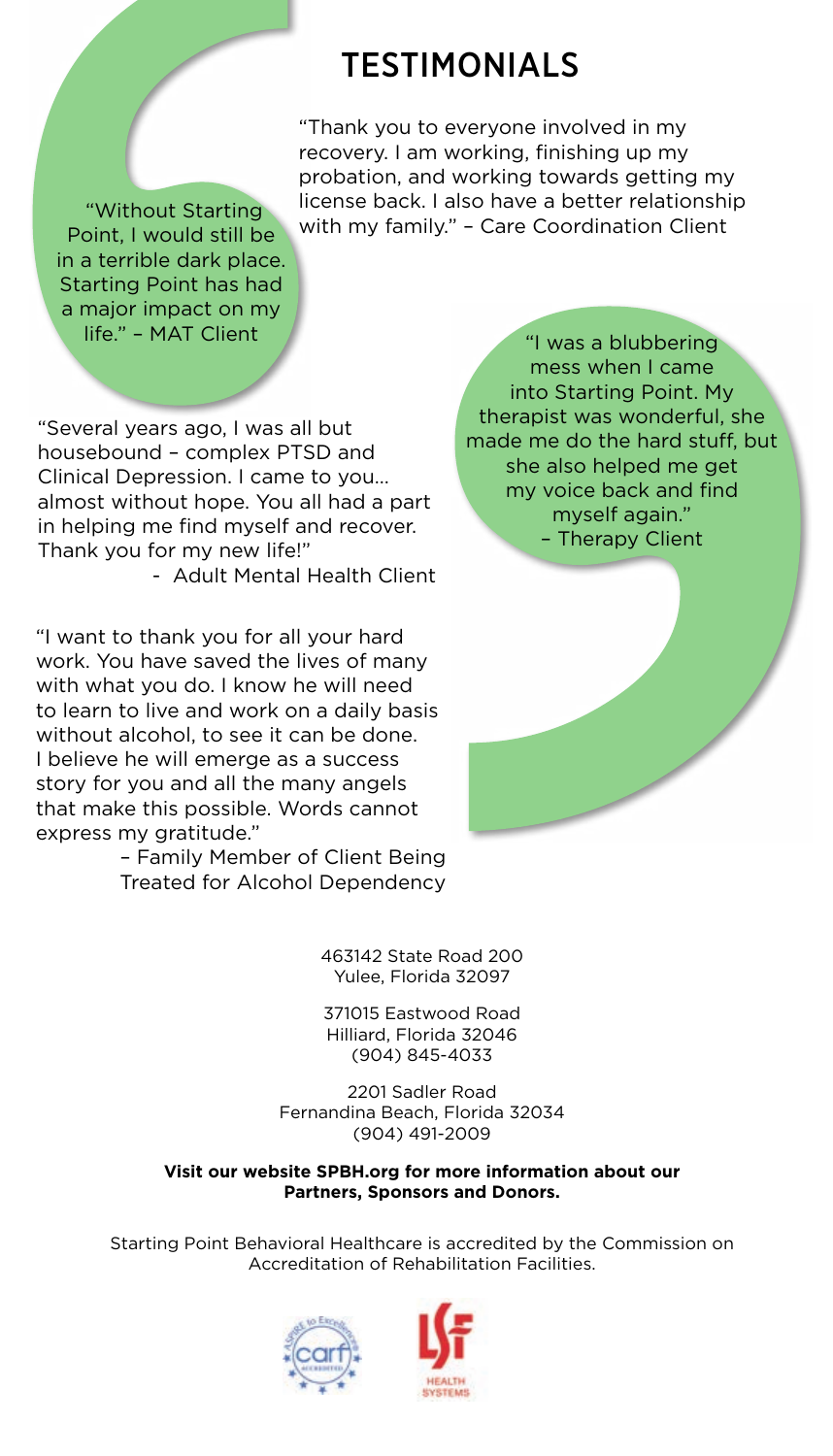# TESTIMONIALS

"Without Starting Point, I would still be in a terrible dark place. Starting Point has had a major impact on my life." – MAT Client

"Thank you to everyone involved in my recovery. I am working, finishing up my probation, and working towards getting my license back. I also have a better relationship with my family." – Care Coordination Client

"I was a blubbering mess when I came into Starting Point. My therapist was wonderful, she made me do the hard stuff, but she also helped me get my voice back and find myself again." – Therapy Client

"Several years ago, I was all but housebound – complex PTSD and Clinical Depression. I came to you... almost without hope. You all had a part in helping me find myself and recover. Thank you for my new life!"

- Adult Mental Health Client

"I want to thank you for all your hard work. You have saved the lives of many with what you do. I know he will need to learn to live and work on a daily basis without alcohol, to see it can be done. I believe he will emerge as a success story for you and all the many angels that make this possible. Words cannot express my gratitude."

– Family Member of Client Being Treated for Alcohol Dependency

463142 State Road 200
Yulee, Florida 32097

371015 Eastwood Road
Hilliard, Florida 32046
(904) 845-4033

2201 Sadler Road
Fernandina Beach, Florida 32034
(904) 491-2009

**Visit our website SPBH.org for more information about our Partners, Sponsors and Donors.**

Starting Point Behavioral Healthcare is accredited by the Commission on Accreditation of Rehabilitation Facilities.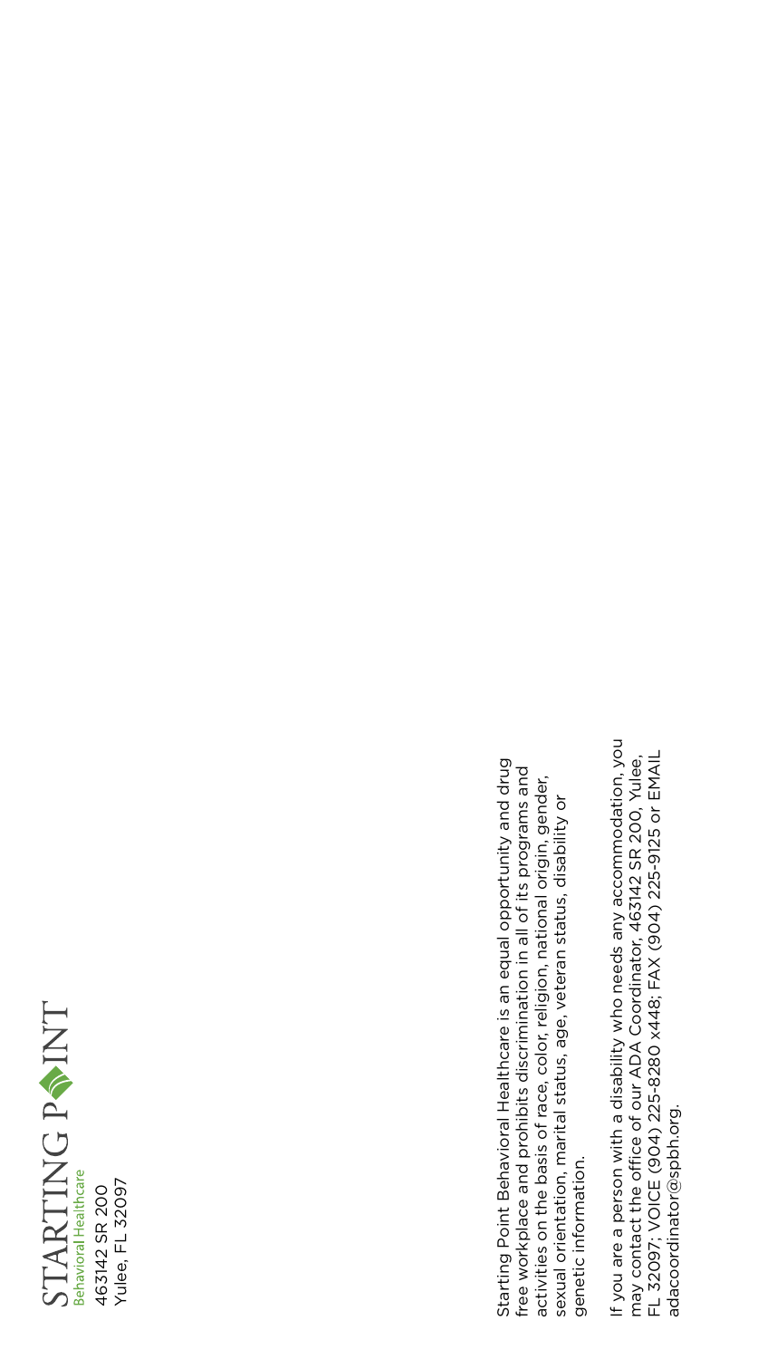STARTING POINT

Behavioral Healthcare

463142 SR 200
Yulee, FL 32097

Starting Point Behavioral Healthcare is an equal opportunity and drug free workplace and prohibits discrimination in all of its programs and activities on the basis of race, color, religion, national origin, gender, sexual orientation, marital status, age, veteran status, disability or genetic information.

If you are a person with a disability who needs any accommodation, you may contact the office of our ADA Coordinator, 463142 SR 200, Yulee, FL 32097; VOICE (904) 225-8280 x448; FAX (904) 225-9125 or EMAIL adacoordinator@spbh.org.